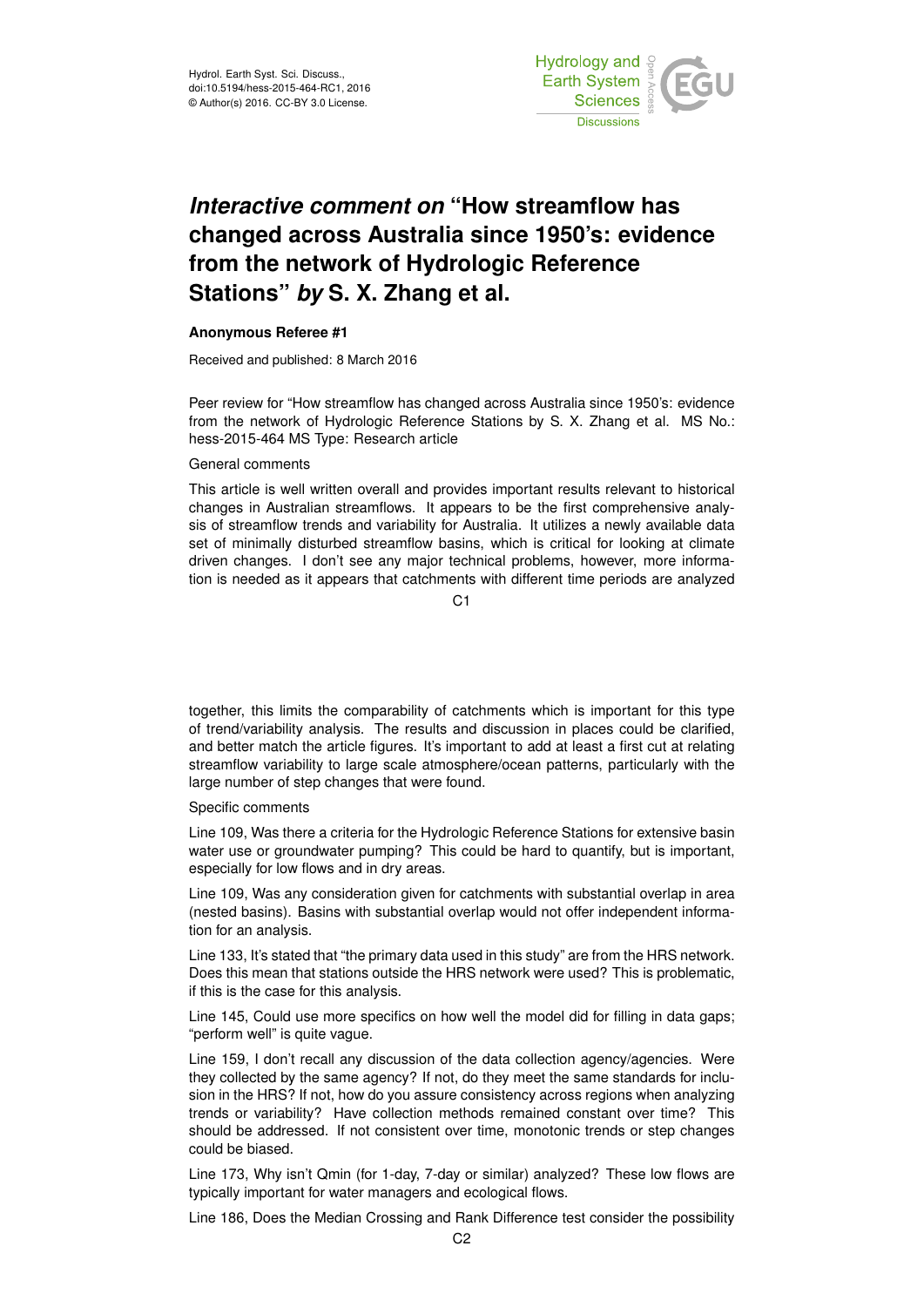# *Interactive comment on* "How streamflow has changed across Australia since 1950's: evidence from the network of Hydrologic Reference Stations" *by* S. X. Zhang et al.

**Anonymous Referee #1**

Received and published: 8 March 2016

Peer review for "How streamflow has changed across Australia since 1950's: evidence from the network of Hydrologic Reference Stations by S. X. Zhang et al. MS No.: hess-2015-464 MS Type: Research article

General comments

This article is well written overall and provides important results relevant to historical changes in Australian streamflows. It appears to be the first comprehensive analysis of streamflow trends and variability for Australia. It utilizes a newly available data set of minimally disturbed streamflow basins, which is critical for looking at climate driven changes. I don't see any major technical problems, however, more information is needed as it appears that catchments with different time periods are analyzed together, this limits the comparability of catchments which is important for this type of trend/variability analysis. The results and discussion in places could be clarified, and better match the article figures. It's important to add at least a first cut at relating streamflow variability to large scale atmosphere/ocean patterns, particularly with the large number of step changes that were found.

Specific comments

Line 109, Was there a criteria for the Hydrologic Reference Stations for extensive basin water use or groundwater pumping? This could be hard to quantify, but is important, especially for low flows and in dry areas.

Line 109, Was any consideration given for catchments with substantial overlap in area (nested basins). Basins with substantial overlap would not offer independent information for an analysis.

Line 133, It's stated that "the primary data used in this study" are from the HRS network. Does this mean that stations outside the HRS network were used? This is problematic, if this is the case for this analysis.

Line 145, Could use more specifics on how well the model did for filling in data gaps; "perform well" is quite vague.

Line 159, I don't recall any discussion of the data collection agency/agencies. Were they collected by the same agency? If not, do they meet the same standards for inclusion in the HRS? If not, how do you assure consistency across regions when analyzing trends or variability? Have collection methods remained constant over time? This should be addressed. If not consistent over time, monotonic trends or step changes could be biased.

Line 173, Why isn't Qmin (for 1-day, 7-day or similar) analyzed? These low flows are typically important for water managers and ecological flows.

Line 186, Does the Median Crossing and Rank Difference test consider the possibility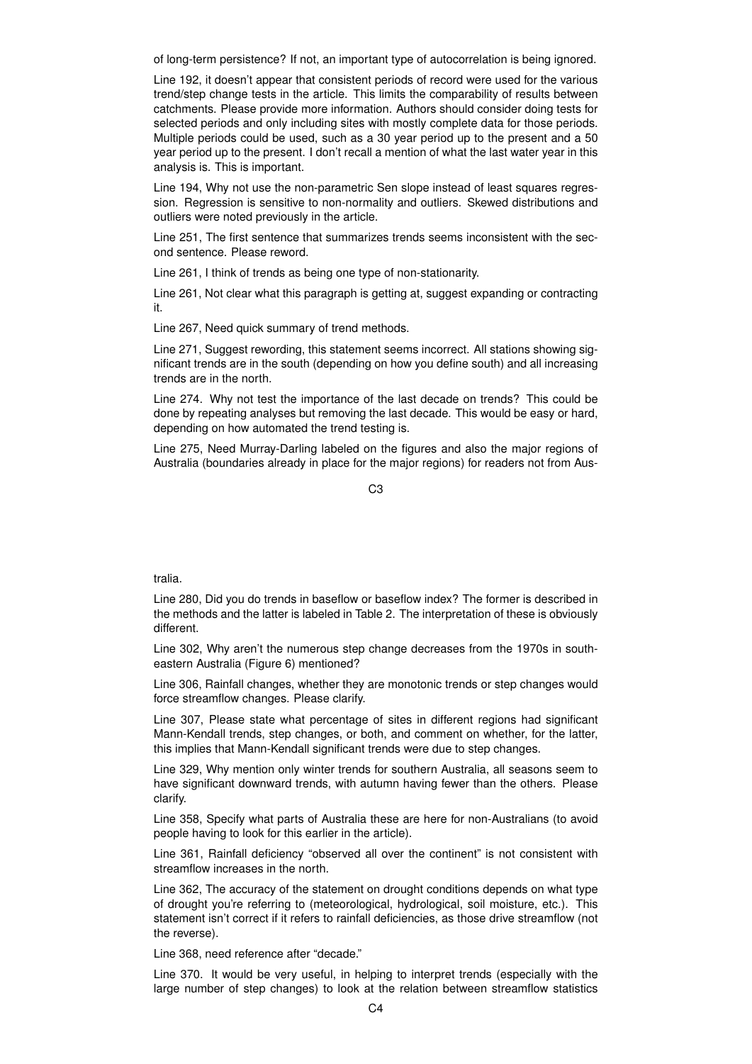of long-term persistence? If not, an important type of autocorrelation is being ignored.

Line 192, it doesn't appear that consistent periods of record were used for the various trend/step change tests in the article. This limits the comparability of results between catchments. Please provide more information. Authors should consider doing tests for selected periods and only including sites with mostly complete data for those periods. Multiple periods could be used, such as a 30 year period up to the present and a 50 year period up to the present. I don't recall a mention of what the last water year in this analysis is. This is important.

Line 194, Why not use the non-parametric Sen slope instead of least squares regression. Regression is sensitive to non-normality and outliers. Skewed distributions and outliers were noted previously in the article.

Line 251, The first sentence that summarizes trends seems inconsistent with the second sentence. Please reword.

Line 261, I think of trends as being one type of non-stationarity.

Line 261, Not clear what this paragraph is getting at, suggest expanding or contracting it.

Line 267, Need quick summary of trend methods.

Line 271, Suggest rewording, this statement seems incorrect. All stations showing significant trends are in the south (depending on how you define south) and all increasing trends are in the north.

Line 274. Why not test the importance of the last decade on trends? This could be done by repeating analyses but removing the last decade. This would be easy or hard, depending on how automated the trend testing is.

Line 275, Need Murray-Darling labeled on the figures and also the major regions of Australia (boundaries already in place for the major regions) for readers not from Australia.

Line 280, Did you do trends in baseflow or baseflow index? The former is described in the methods and the latter is labeled in Table 2. The interpretation of these is obviously different.

Line 302, Why aren't the numerous step change decreases from the 1970s in southeastern Australia (Figure 6) mentioned?

Line 306, Rainfall changes, whether they are monotonic trends or step changes would force streamflow changes. Please clarify.

Line 307, Please state what percentage of sites in different regions had significant Mann-Kendall trends, step changes, or both, and comment on whether, for the latter, this implies that Mann-Kendall significant trends were due to step changes.

Line 329, Why mention only winter trends for southern Australia, all seasons seem to have significant downward trends, with autumn having fewer than the others. Please clarify.

Line 358, Specify what parts of Australia these are here for non-Australians (to avoid people having to look for this earlier in the article).

Line 361, Rainfall deficiency "observed all over the continent" is not consistent with streamflow increases in the north.

Line 362, The accuracy of the statement on drought conditions depends on what type of drought you're referring to (meteorological, hydrological, soil moisture, etc.). This statement isn't correct if it refers to rainfall deficiencies, as those drive streamflow (not the reverse).

Line 368, need reference after "decade."

Line 370. It would be very useful, in helping to interpret trends (especially with the large number of step changes) to look at the relation between streamflow statistics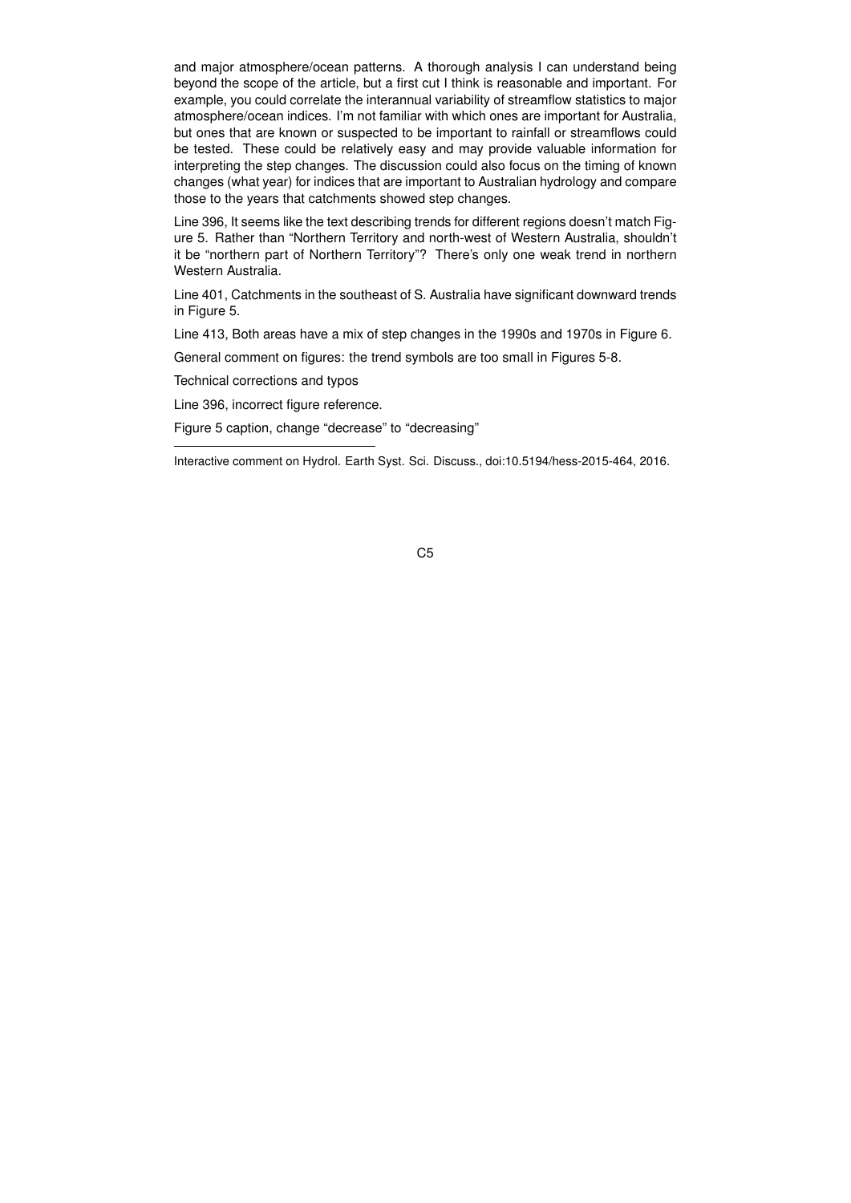and major atmosphere/ocean patterns. A thorough analysis I can understand being beyond the scope of the article, but a first cut I think is reasonable and important. For example, you could correlate the interannual variability of streamflow statistics to major atmosphere/ocean indices. I'm not familiar with which ones are important for Australia, but ones that are known or suspected to be important to rainfall or streamflows could be tested. These could be relatively easy and may provide valuable information for interpreting the step changes. The discussion could also focus on the timing of known changes (what year) for indices that are important to Australian hydrology and compare those to the years that catchments showed step changes.

Line 396, It seems like the text describing trends for different regions doesn't match Figure 5. Rather than "Northern Territory and north-west of Western Australia, shouldn't it be "northern part of Northern Territory"? There's only one weak trend in northern Western Australia.

Line 401, Catchments in the southeast of S. Australia have significant downward trends in Figure 5.

Line 413, Both areas have a mix of step changes in the 1990s and 1970s in Figure 6.

General comment on figures: the trend symbols are too small in Figures 5-8.

Technical corrections and typos

Line 396, incorrect figure reference.

Figure 5 caption, change "decrease" to "decreasing"

---

Interactive comment on Hydrol. Earth Syst. Sci. Discuss., doi:10.5194/hess-2015-464, 2016.